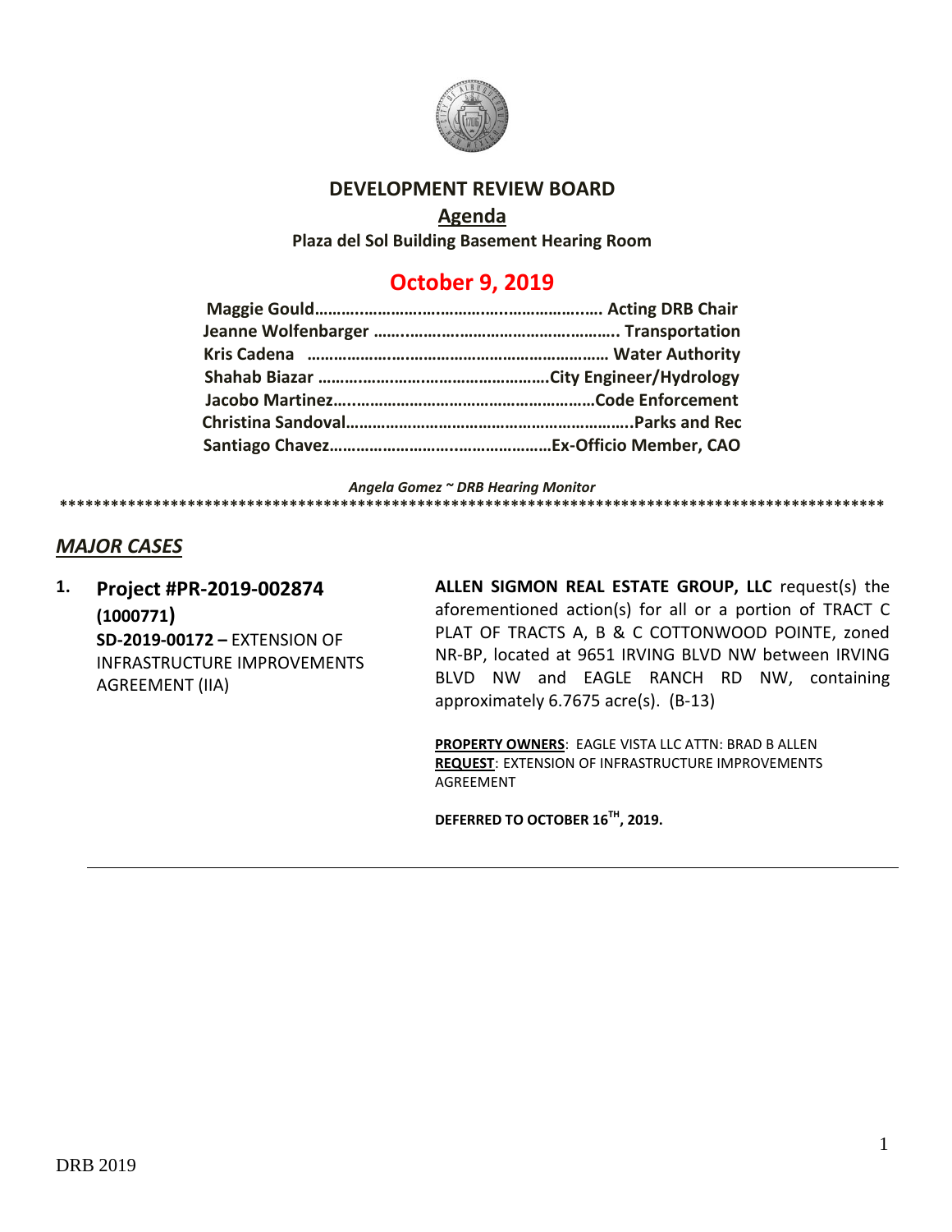# DEVELOPMENT REVIEW BOARD

## Agenda

**Plaza del Sol Building Basement Hearing Room**

## October 9, 2019

**Maggie Gould……………………………………………………… Acting DRB Chair**
**Jeanne Wolfenbarger ……………………………………………. Transportation**
**Kris Cadena ………………………………………………………… Water Authority**
**Shahab Biazar ……………………………………………City Engineer/Hydrology**
**Jacobo Martinez………………………………………………Code Enforcement**
**Christina Sandoval……………………………………………………..Parks and Rec**
**Santiago Chavez…………………………………………Ex-Officio Member, CAO**

*Angela Gomez ~ DRB Hearing Monitor*

****************************************************************************************************

## *MAJOR CASES*

1. **Project #PR-2019-002874 (1000771)**
   **SD-2019-00172 –** EXTENSION OF INFRASTRUCTURE IMPROVEMENTS AGREEMENT (IIA)

   **ALLEN SIGMON REAL ESTATE GROUP, LLC** request(s) the aforementioned action(s) for all or a portion of TRACT C PLAT OF TRACTS A, B & C COTTONWOOD POINTE, zoned NR-BP, located at 9651 IRVING BLVD NW between IRVING BLVD NW and EAGLE RANCH RD NW, containing approximately 6.7675 acre(s). (B-13)

   **PROPERTY OWNERS**: EAGLE VISTA LLC ATTN: BRAD B ALLEN
   **REQUEST**: EXTENSION OF INFRASTRUCTURE IMPROVEMENTS AGREEMENT

   **DEFERRED TO OCTOBER 16TH, 2019.**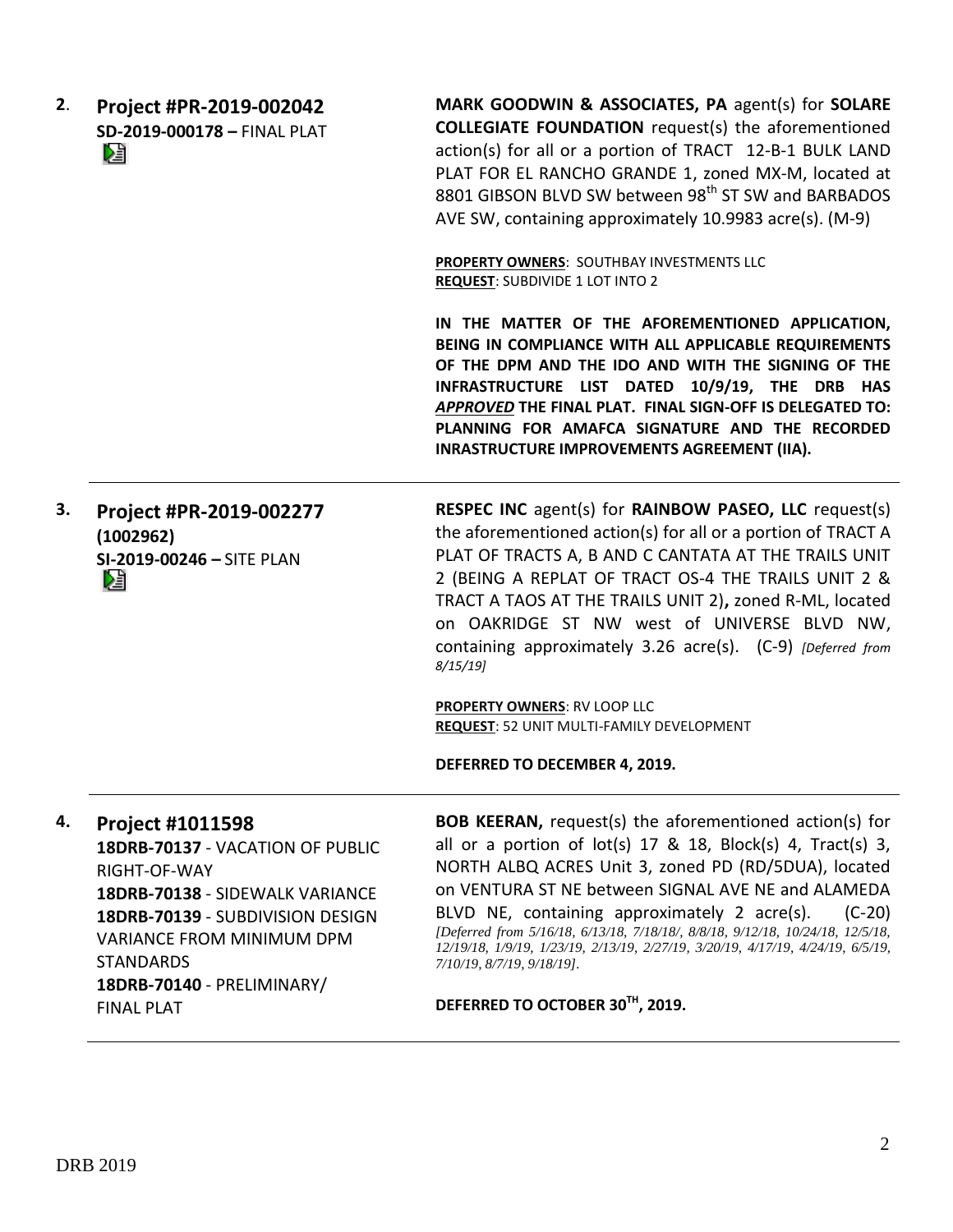**2**. **Project #PR-2019-002042**
**SD-2019-000178 –** FINAL PLAT

**MARK GOODWIN & ASSOCIATES, PA** agent(s) for **SOLARE COLLEGIATE FOUNDATION** request(s) the aforementioned action(s) for all or a portion of TRACT 12-B-1 BULK LAND PLAT FOR EL RANCHO GRANDE 1, zoned MX-M, located at 8801 GIBSON BLVD SW between 98th ST SW and BARBADOS AVE SW, containing approximately 10.9983 acre(s). (M-9)

**PROPERTY OWNERS**: SOUTHBAY INVESTMENTS LLC
**REQUEST**: SUBDIVIDE 1 LOT INTO 2

**IN THE MATTER OF THE AFOREMENTIONED APPLICATION, BEING IN COMPLIANCE WITH ALL APPLICABLE REQUIREMENTS OF THE DPM AND THE IDO AND WITH THE SIGNING OF THE INFRASTRUCTURE LIST DATED 10/9/19, THE DRB HAS *APPROVED* THE FINAL PLAT. FINAL SIGN-OFF IS DELEGATED TO: PLANNING FOR AMAFCA SIGNATURE AND THE RECORDED INRASTRUCTURE IMPROVEMENTS AGREEMENT (IIA).**

---

**3.** **Project #PR-2019-002277**
**(1002962)**
**SI-2019-00246 –** SITE PLAN

**RESPEC INC** agent(s) for **RAINBOW PASEO, LLC** request(s) the aforementioned action(s) for all or a portion of TRACT A PLAT OF TRACTS A, B AND C CANTATA AT THE TRAILS UNIT 2 (BEING A REPLAT OF TRACT OS-4 THE TRAILS UNIT 2 & TRACT A TAOS AT THE TRAILS UNIT 2)**,** zoned R-ML, located on OAKRIDGE ST NW west of UNIVERSE BLVD NW, containing approximately 3.26 acre(s). (C-9) *[Deferred from 8/15/19]*

**PROPERTY OWNERS**: RV LOOP LLC
**REQUEST**: 52 UNIT MULTI-FAMILY DEVELOPMENT

**DEFERRED TO DECEMBER 4, 2019.**

---

**4.** **Project #1011598**
**18DRB-70137** - VACATION OF PUBLIC RIGHT-OF-WAY
**18DRB-70138** - SIDEWALK VARIANCE
**18DRB-70139** - SUBDIVISION DESIGN VARIANCE FROM MINIMUM DPM STANDARDS
**18DRB-70140** - PRELIMINARY/ FINAL PLAT

**BOB KEERAN,** request(s) the aforementioned action(s) for all or a portion of lot(s) 17 & 18, Block(s) 4, Tract(s) 3, NORTH ALBQ ACRES Unit 3, zoned PD (RD/5DUA), located on VENTURA ST NE between SIGNAL AVE NE and ALAMEDA BLVD NE, containing approximately 2 acre(s). (C-20) *[Deferred from 5/16/18, 6/13/18, 7/18/18/, 8/8/18, 9/12/18, 10/24/18, 12/5/18, 12/19/18, 1/9/19, 1/23/19, 2/13/19, 2/27/19, 3/20/19, 4/17/19, 4/24/19, 6/5/19, 7/10/19, 8/7/19, 9/18/19].*

**DEFERRED TO OCTOBER 30TH, 2019.**

---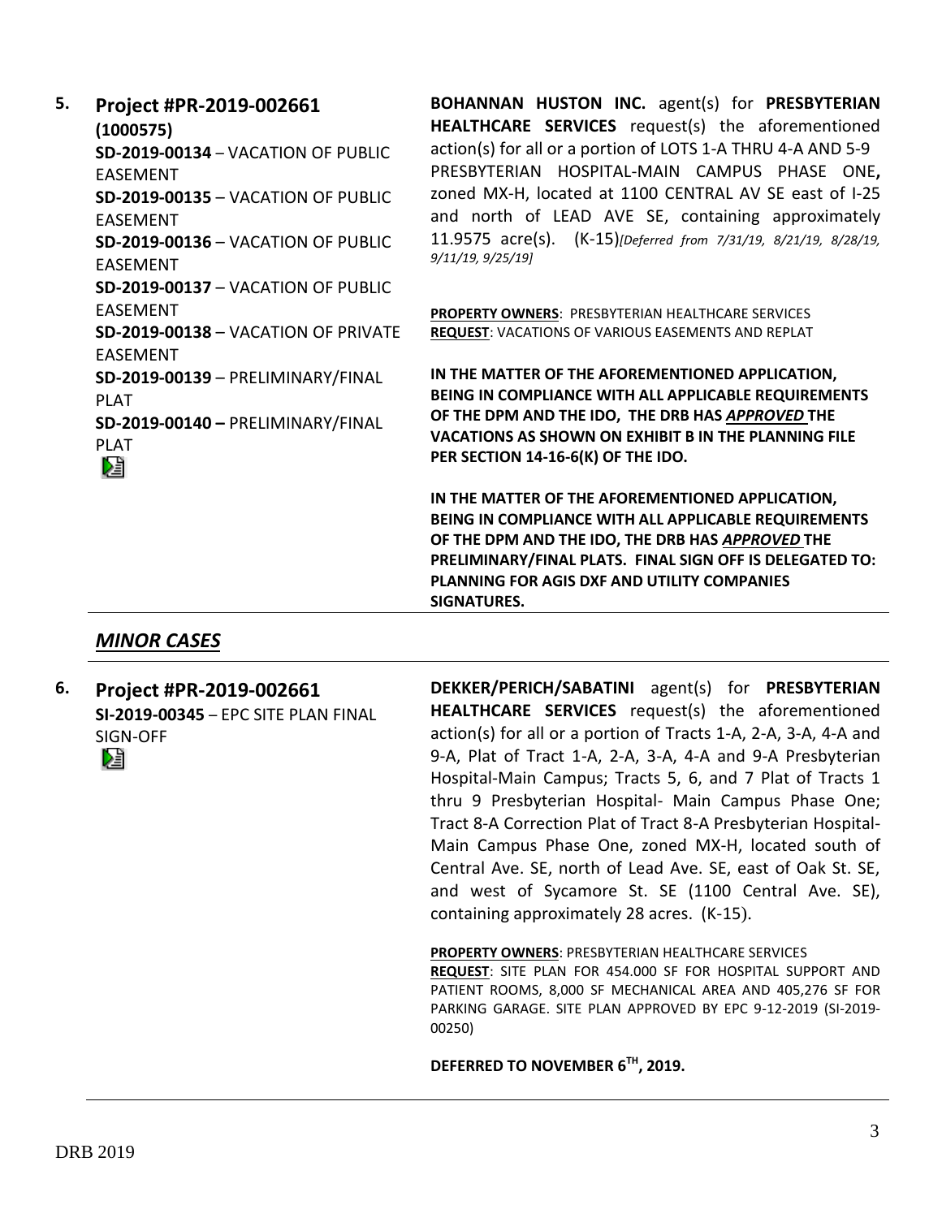**5. Project #PR-2019-002661**
**(1000575)**
**SD-2019-00134** – VACATION OF PUBLIC EASEMENT
**SD-2019-00135** – VACATION OF PUBLIC EASEMENT
**SD-2019-00136** – VACATION OF PUBLIC EASEMENT
**SD-2019-00137** – VACATION OF PUBLIC EASEMENT
**SD-2019-00138** – VACATION OF PRIVATE EASEMENT
**SD-2019-00139** – PRELIMINARY/FINAL PLAT
**SD-2019-00140** – PRELIMINARY/FINAL PLAT

**BOHANNAN HUSTON INC.** agent(s) for **PRESBYTERIAN HEALTHCARE SERVICES** request(s) the aforementioned action(s) for all or a portion of LOTS 1-A THRU 4-A AND 5-9 PRESBYTERIAN HOSPITAL-MAIN CAMPUS PHASE ONE**,** zoned MX-H, located at 1100 CENTRAL AV SE east of I-25 and north of LEAD AVE SE, containing approximately 11.9575 acre(s). (K-15)*[Deferred from 7/31/19, 8/21/19, 8/28/19, 9/11/19, 9/25/19]*

**PROPERTY OWNERS**: PRESBYTERIAN HEALTHCARE SERVICES
**REQUEST**: VACATIONS OF VARIOUS EASEMENTS AND REPLAT

**IN THE MATTER OF THE AFOREMENTIONED APPLICATION, BEING IN COMPLIANCE WITH ALL APPLICABLE REQUIREMENTS OF THE DPM AND THE IDO, THE DRB HAS *APPROVED* THE VACATIONS AS SHOWN ON EXHIBIT B IN THE PLANNING FILE PER SECTION 14-16-6(K) OF THE IDO.**

**IN THE MATTER OF THE AFOREMENTIONED APPLICATION, BEING IN COMPLIANCE WITH ALL APPLICABLE REQUIREMENTS OF THE DPM AND THE IDO, THE DRB HAS *APPROVED* THE PRELIMINARY/FINAL PLATS. FINAL SIGN OFF IS DELEGATED TO: PLANNING FOR AGIS DXF AND UTILITY COMPANIES SIGNATURES.**

## *MINOR CASES*

**6. Project #PR-2019-002661**
**SI-2019-00345** – EPC SITE PLAN FINAL SIGN-OFF

**DEKKER/PERICH/SABATINI** agent(s) for **PRESBYTERIAN HEALTHCARE SERVICES** request(s) the aforementioned action(s) for all or a portion of Tracts 1-A, 2-A, 3-A, 4-A and 9-A, Plat of Tract 1-A, 2-A, 3-A, 4-A and 9-A Presbyterian Hospital-Main Campus; Tracts 5, 6, and 7 Plat of Tracts 1 thru 9 Presbyterian Hospital- Main Campus Phase One; Tract 8-A Correction Plat of Tract 8-A Presbyterian Hospital-Main Campus Phase One, zoned MX-H, located south of Central Ave. SE, north of Lead Ave. SE, east of Oak St. SE, and west of Sycamore St. SE (1100 Central Ave. SE), containing approximately 28 acres. (K-15).

**PROPERTY OWNERS**: PRESBYTERIAN HEALTHCARE SERVICES
**REQUEST**: SITE PLAN FOR 454.000 SF FOR HOSPITAL SUPPORT AND PATIENT ROOMS, 8,000 SF MECHANICAL AREA AND 405,276 SF FOR PARKING GARAGE. SITE PLAN APPROVED BY EPC 9-12-2019 (SI-2019-00250)

**DEFERRED TO NOVEMBER 6TH, 2019.**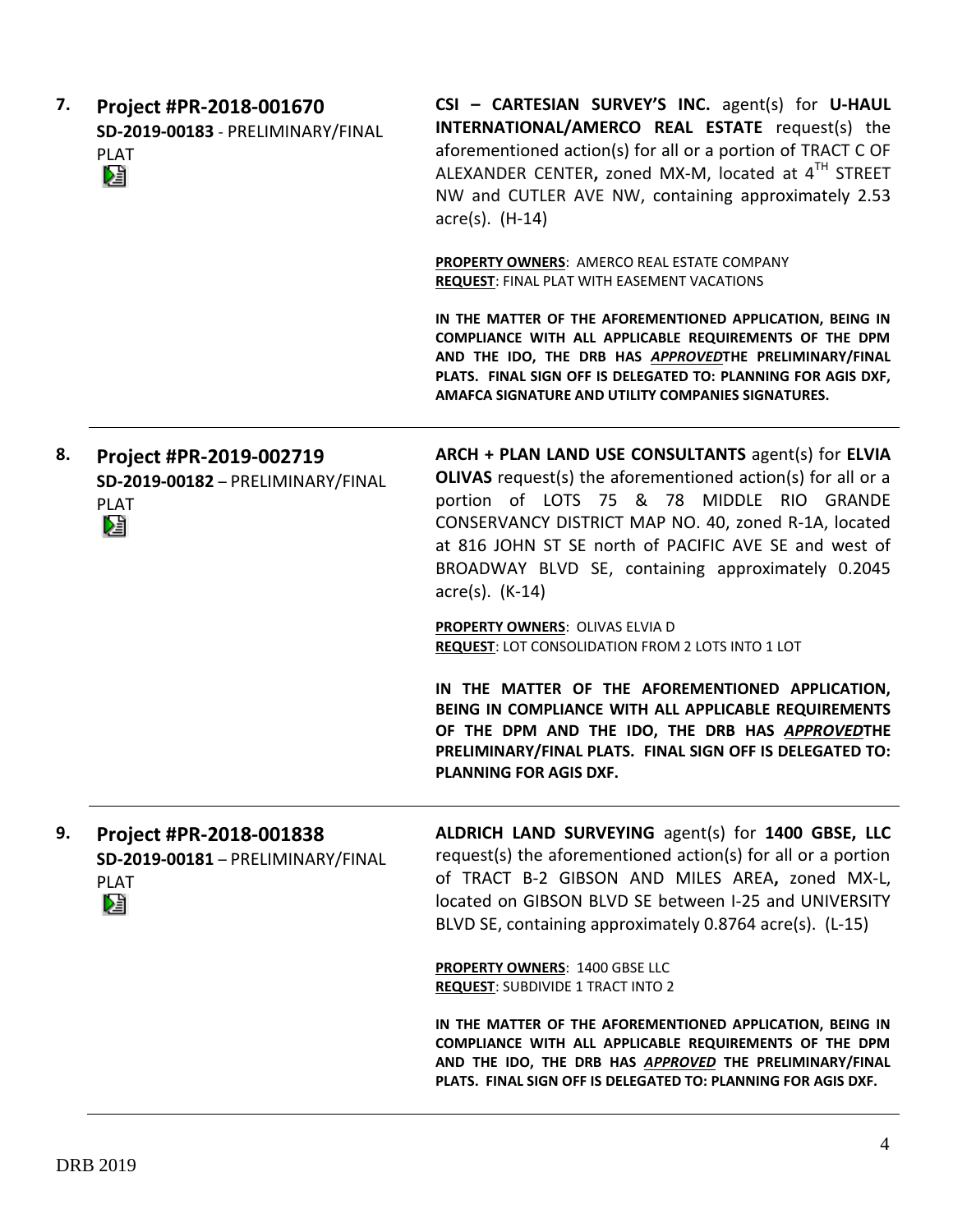7. **Project #PR-2018-001670**
**SD-2019-00183** - PRELIMINARY/FINAL PLAT

**CSI – CARTESIAN SURVEY'S INC.** agent(s) for **U-HAUL INTERNATIONAL/AMERCO REAL ESTATE** request(s) the aforementioned action(s) for all or a portion of TRACT C OF ALEXANDER CENTER**,** zoned MX-M, located at 4TH STREET NW and CUTLER AVE NW, containing approximately 2.53 acre(s). (H-14)

**PROPERTY OWNERS**: AMERCO REAL ESTATE COMPANY
**REQUEST**: FINAL PLAT WITH EASEMENT VACATIONS

**IN THE MATTER OF THE AFOREMENTIONED APPLICATION, BEING IN COMPLIANCE WITH ALL APPLICABLE REQUIREMENTS OF THE DPM AND THE IDO, THE DRB HAS *APPROVED*THE PRELIMINARY/FINAL PLATS. FINAL SIGN OFF IS DELEGATED TO: PLANNING FOR AGIS DXF, AMAFCA SIGNATURE AND UTILITY COMPANIES SIGNATURES.**

---

8. **Project #PR-2019-002719**
**SD-2019-00182** – PRELIMINARY/FINAL PLAT

**ARCH + PLAN LAND USE CONSULTANTS** agent(s) for **ELVIA OLIVAS** request(s) the aforementioned action(s) for all or a portion of LOTS 75 & 78 MIDDLE RIO GRANDE CONSERVANCY DISTRICT MAP NO. 40, zoned R-1A, located at 816 JOHN ST SE north of PACIFIC AVE SE and west of BROADWAY BLVD SE, containing approximately 0.2045 acre(s). (K-14)

**PROPERTY OWNERS**: OLIVAS ELVIA D
**REQUEST**: LOT CONSOLIDATION FROM 2 LOTS INTO 1 LOT

**IN THE MATTER OF THE AFOREMENTIONED APPLICATION, BEING IN COMPLIANCE WITH ALL APPLICABLE REQUIREMENTS OF THE DPM AND THE IDO, THE DRB HAS *APPROVED*THE PRELIMINARY/FINAL PLATS. FINAL SIGN OFF IS DELEGATED TO: PLANNING FOR AGIS DXF.**

---

9. **Project #PR-2018-001838**
**SD-2019-00181** – PRELIMINARY/FINAL PLAT

**ALDRICH LAND SURVEYING** agent(s) for **1400 GBSE, LLC** request(s) the aforementioned action(s) for all or a portion of TRACT B-2 GIBSON AND MILES AREA**,** zoned MX-L, located on GIBSON BLVD SE between I-25 and UNIVERSITY BLVD SE, containing approximately 0.8764 acre(s). (L-15)

**PROPERTY OWNERS**: 1400 GBSE LLC
**REQUEST**: SUBDIVIDE 1 TRACT INTO 2

**IN THE MATTER OF THE AFOREMENTIONED APPLICATION, BEING IN COMPLIANCE WITH ALL APPLICABLE REQUIREMENTS OF THE DPM AND THE IDO, THE DRB HAS *APPROVED* THE PRELIMINARY/FINAL PLATS. FINAL SIGN OFF IS DELEGATED TO: PLANNING FOR AGIS DXF.**

---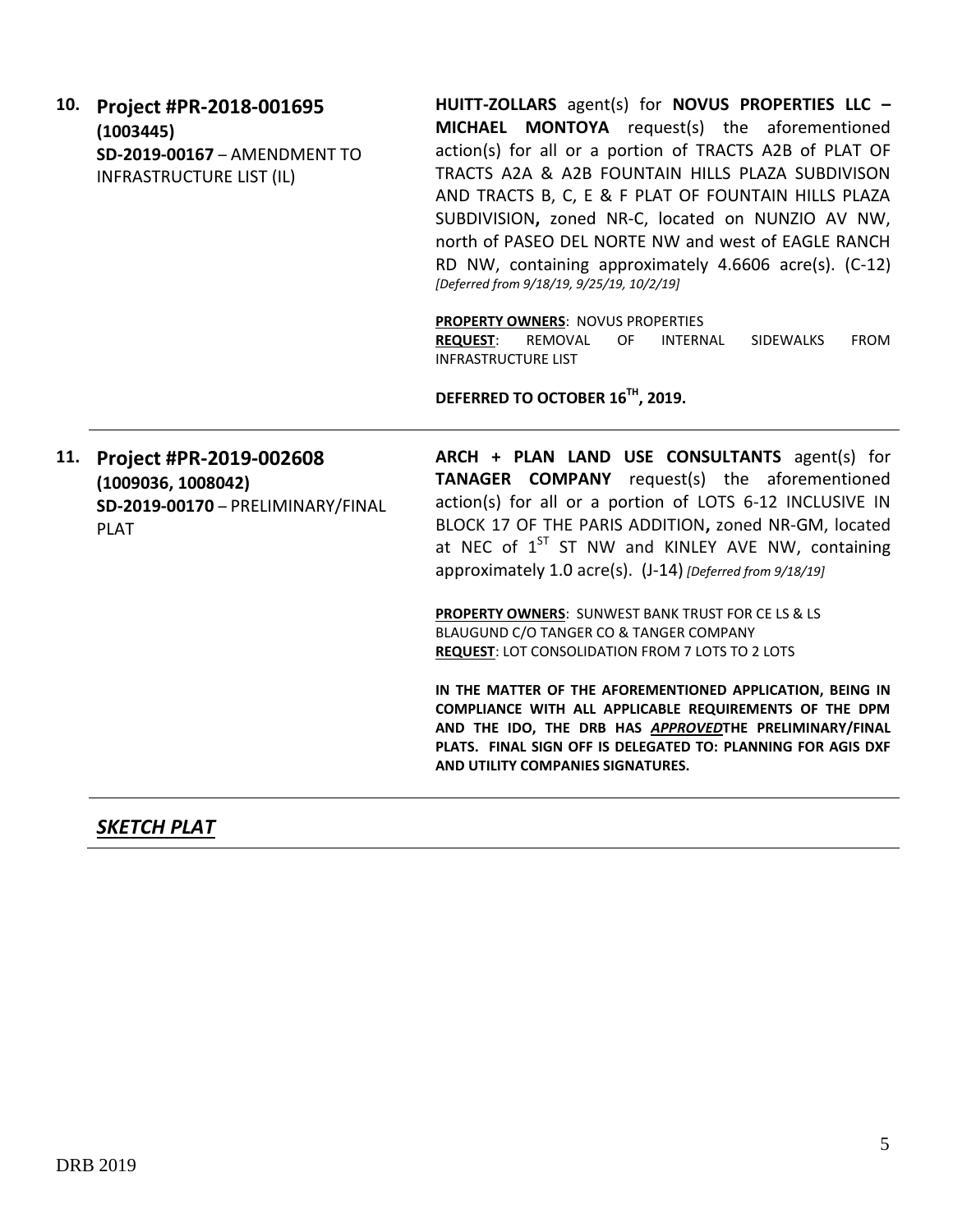**10. Project #PR-2018-001695**
**(1003445)**
**SD-2019-00167** – AMENDMENT TO INFRASTRUCTURE LIST (IL)

**HUITT-ZOLLARS** agent(s) for **NOVUS PROPERTIES LLC – MICHAEL MONTOYA** request(s) the aforementioned action(s) for all or a portion of TRACTS A2B of PLAT OF TRACTS A2A & A2B FOUNTAIN HILLS PLAZA SUBDIVISON AND TRACTS B, C, E & F PLAT OF FOUNTAIN HILLS PLAZA SUBDIVISION**,** zoned NR-C, located on NUNZIO AV NW, north of PASEO DEL NORTE NW and west of EAGLE RANCH RD NW, containing approximately 4.6606 acre(s). (C-12) *[Deferred from 9/18/19, 9/25/19, 10/2/19]*

**PROPERTY OWNERS**: NOVUS PROPERTIES
**REQUEST**: REMOVAL OF INTERNAL SIDEWALKS FROM INFRASTRUCTURE LIST

**DEFERRED TO OCTOBER 16TH, 2019.**

---

**11. Project #PR-2019-002608**
**(1009036, 1008042)**
**SD-2019-00170** – PRELIMINARY/FINAL PLAT

**ARCH + PLAN LAND USE CONSULTANTS** agent(s) for **TANAGER COMPANY** request(s) the aforementioned action(s) for all or a portion of LOTS 6-12 INCLUSIVE IN BLOCK 17 OF THE PARIS ADDITION**,** zoned NR-GM, located at NEC of 1ST ST NW and KINLEY AVE NW, containing approximately 1.0 acre(s). (J-14) *[Deferred from 9/18/19]*

**PROPERTY OWNERS**: SUNWEST BANK TRUST FOR CE LS & LS BLAUGUND C/O TANGER CO & TANGER COMPANY
**REQUEST**: LOT CONSOLIDATION FROM 7 LOTS TO 2 LOTS

**IN THE MATTER OF THE AFOREMENTIONED APPLICATION, BEING IN COMPLIANCE WITH ALL APPLICABLE REQUIREMENTS OF THE DPM AND THE IDO, THE DRB HAS *APPROVED* THE PRELIMINARY/FINAL PLATS. FINAL SIGN OFF IS DELEGATED TO: PLANNING FOR AGIS DXF AND UTILITY COMPANIES SIGNATURES.**

---

## *SKETCH PLAT*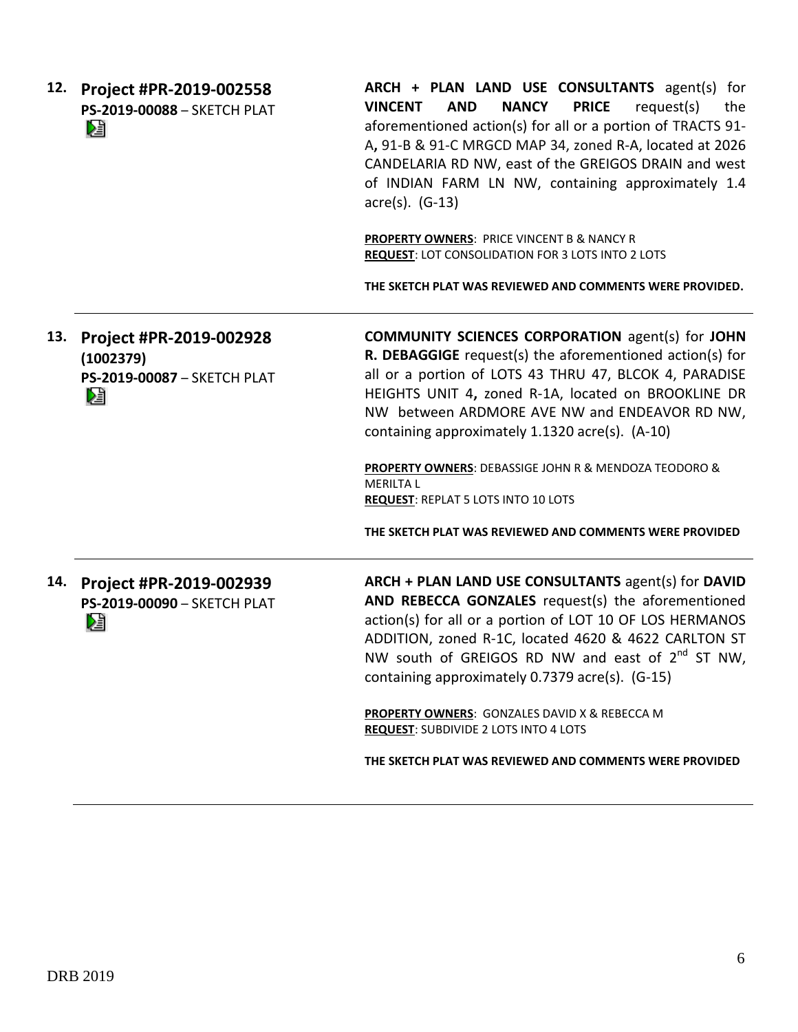**12. Project #PR-2019-002558**
**PS-2019-00088** – SKETCH PLAT

**ARCH + PLAN LAND USE CONSULTANTS** agent(s) for **VINCENT AND NANCY PRICE** request(s) the aforementioned action(s) for all or a portion of TRACTS 91-A**,** 91-B & 91-C MRGCD MAP 34, zoned R-A, located at 2026 CANDELARIA RD NW, east of the GREIGOS DRAIN and west of INDIAN FARM LN NW, containing approximately 1.4 acre(s). (G-13)

**PROPERTY OWNERS**: PRICE VINCENT B & NANCY R
**REQUEST**: LOT CONSOLIDATION FOR 3 LOTS INTO 2 LOTS

**THE SKETCH PLAT WAS REVIEWED AND COMMENTS WERE PROVIDED.**

---

**13. Project #PR-2019-002928 (1002379)**
**PS-2019-00087** – SKETCH PLAT

**COMMUNITY SCIENCES CORPORATION** agent(s) for **JOHN R. DEBAGGIGE** request(s) the aforementioned action(s) for all or a portion of LOTS 43 THRU 47, BLCOK 4, PARADISE HEIGHTS UNIT 4**,** zoned R-1A, located on BROOKLINE DR NW between ARDMORE AVE NW and ENDEAVOR RD NW, containing approximately 1.1320 acre(s). (A-10)

**PROPERTY OWNERS**: DEBASSIGE JOHN R & MENDOZA TEODORO & MERILTA L
**REQUEST**: REPLAT 5 LOTS INTO 10 LOTS

**THE SKETCH PLAT WAS REVIEWED AND COMMENTS WERE PROVIDED**

---

**14. Project #PR-2019-002939**
**PS-2019-00090** – SKETCH PLAT

**ARCH + PLAN LAND USE CONSULTANTS** agent(s) for **DAVID AND REBECCA GONZALES** request(s) the aforementioned action(s) for all or a portion of LOT 10 OF LOS HERMANOS ADDITION, zoned R-1C, located 4620 & 4622 CARLTON ST NW south of GREIGOS RD NW and east of 2nd ST NW, containing approximately 0.7379 acre(s). (G-15)

**PROPERTY OWNERS**: GONZALES DAVID X & REBECCA M
**REQUEST**: SUBDIVIDE 2 LOTS INTO 4 LOTS

**THE SKETCH PLAT WAS REVIEWED AND COMMENTS WERE PROVIDED**

---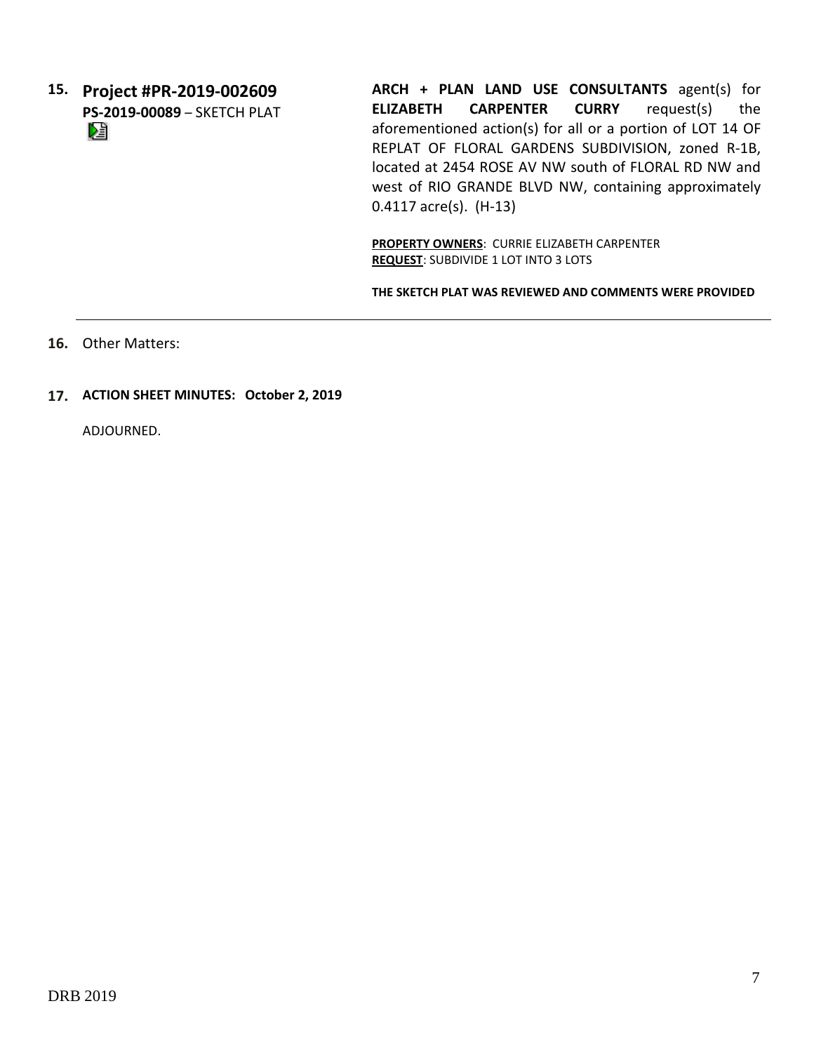**15. Project #PR-2019-002609**
**PS-2019-00089** – SKETCH PLAT

**ARCH + PLAN LAND USE CONSULTANTS** agent(s) for **ELIZABETH CARPENTER CURRY** request(s) the aforementioned action(s) for all or a portion of LOT 14 OF REPLAT OF FLORAL GARDENS SUBDIVISION, zoned R-1B, located at 2454 ROSE AV NW south of FLORAL RD NW and west of RIO GRANDE BLVD NW, containing approximately 0.4117 acre(s). (H-13)

**PROPERTY OWNERS**: CURRIE ELIZABETH CARPENTER
**REQUEST**: SUBDIVIDE 1 LOT INTO 3 LOTS

**THE SKETCH PLAT WAS REVIEWED AND COMMENTS WERE PROVIDED**

---

**16.** Other Matters:

**17. ACTION SHEET MINUTES: October 2, 2019**

ADJOURNED.

DRB 2019